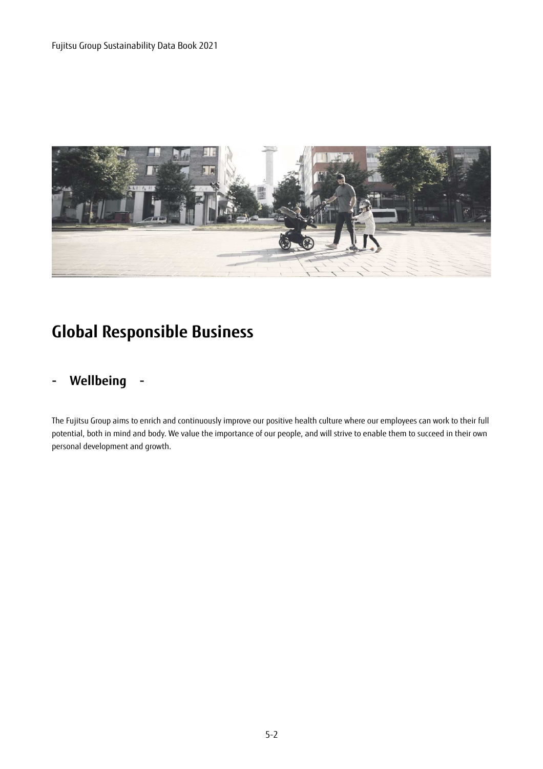# Global Responsible Business

## - Wellbeing -

The Fujitsu Group aims to enrich and continuously improve our positive health culture where our employees can work to their full potential, both in mind and body. We value the importance of our people, and will strive to enable them to succeed in their own personal development and growth.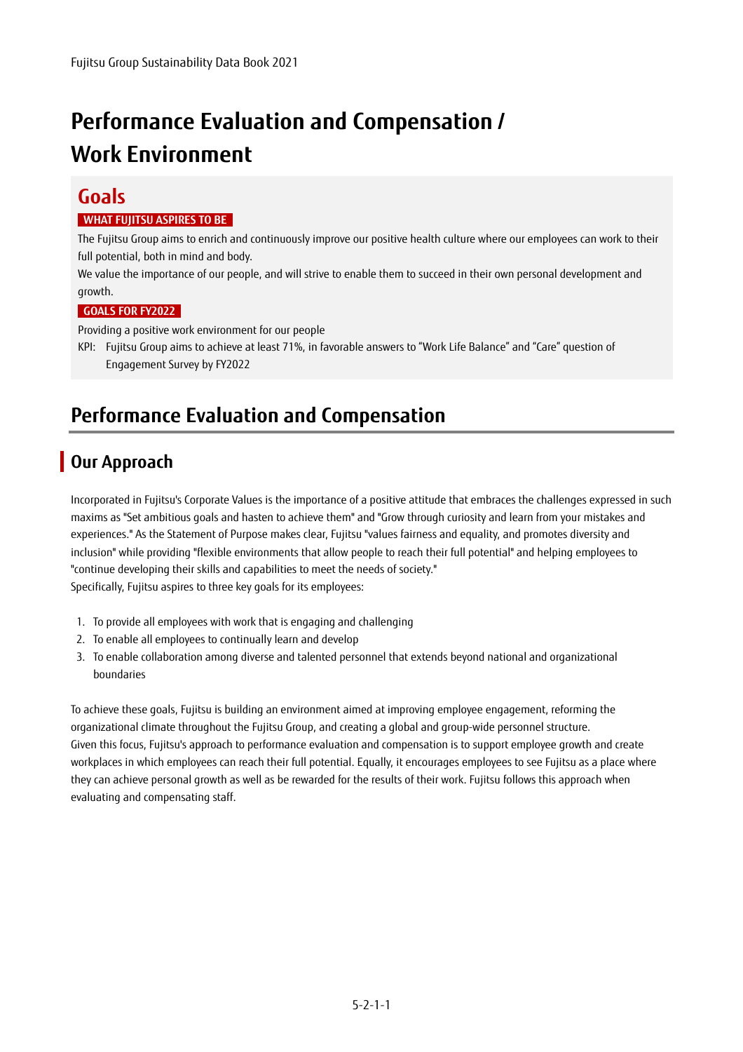# Performance Evaluation and Compensation / Work Environment

## Goals

**WHAT FUJITSU ASPIRES TO BE**

The Fujitsu Group aims to enrich and continuously improve our positive health culture where our employees can work to their full potential, both in mind and body.

We value the importance of our people, and will strive to enable them to succeed in their own personal development and growth.

**GOALS FOR FY2022**

Providing a positive work environment for our people

KPI: Fujitsu Group aims to achieve at least 71%, in favorable answers to “Work Life Balance” and “Care” question of Engagement Survey by FY2022

# Performance Evaluation and Compensation

## Our Approach

Incorporated in Fujitsu's Corporate Values is the importance of a positive attitude that embraces the challenges expressed in such maxims as "Set ambitious goals and hasten to achieve them" and "Grow through curiosity and learn from your mistakes and experiences." As the Statement of Purpose makes clear, Fujitsu "values fairness and equality, and promotes diversity and inclusion" while providing "flexible environments that allow people to reach their full potential" and helping employees to "continue developing their skills and capabilities to meet the needs of society."

Specifically, Fujitsu aspires to three key goals for its employees:

1. To provide all employees with work that is engaging and challenging
2. To enable all employees to continually learn and develop
3. To enable collaboration among diverse and talented personnel that extends beyond national and organizational boundaries

To achieve these goals, Fujitsu is building an environment aimed at improving employee engagement, reforming the organizational climate throughout the Fujitsu Group, and creating a global and group-wide personnel structure.

Given this focus, Fujitsu's approach to performance evaluation and compensation is to support employee growth and create workplaces in which employees can reach their full potential. Equally, it encourages employees to see Fujitsu as a place where they can achieve personal growth as well as be rewarded for the results of their work. Fujitsu follows this approach when evaluating and compensating staff.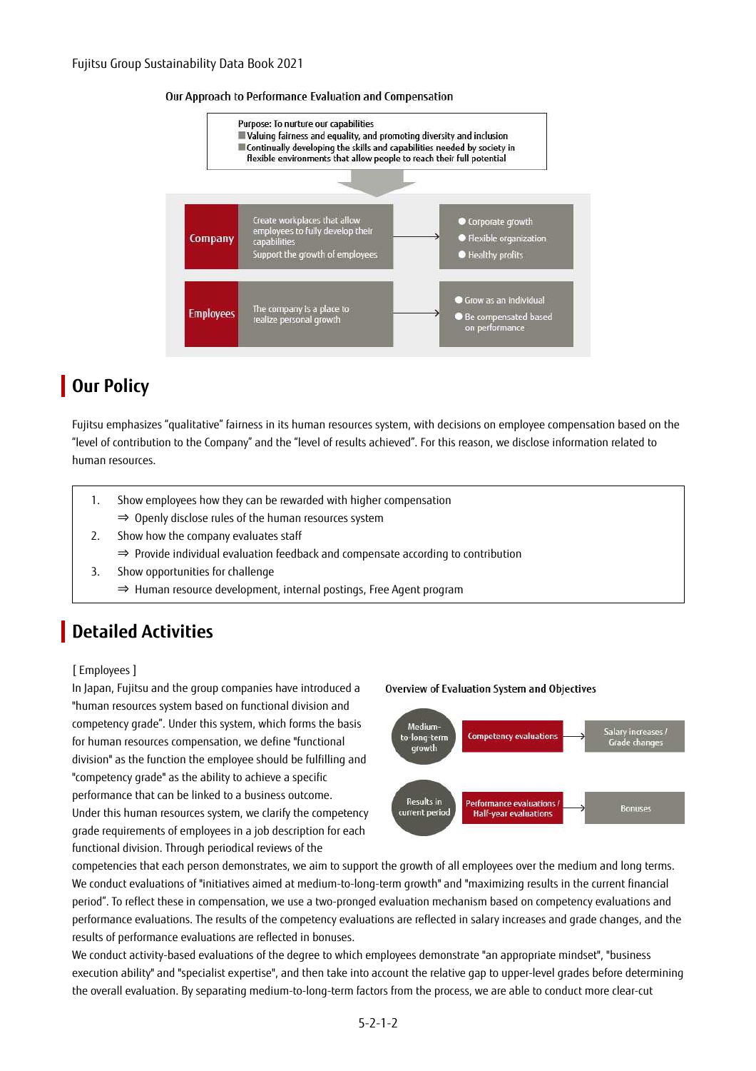Our Approach to Performance Evaluation and Compensation

Purpose: To nurture our capabilities
- Valuing fairness and equality, and promoting diversity and inclusion
- Continually developing the skills and capabilities needed by society in flexible environments that allow people to reach their full potential

| | | | |
|---|---|---|---|
| Company | Create workplaces that allow employees to fully develop their capabilities<br>Support the growth of employees | → | ● Corporate growth<br>● Flexible organization<br>● Healthy profits |
| Employees | The company is a place to realize personal growth | → | ● Grow as an individual<br>● Be compensated based on performance |

## Our Policy

Fujitsu emphasizes "qualitative" fairness in its human resources system, with decisions on employee compensation based on the "level of contribution to the Company" and the "level of results achieved". For this reason, we disclose information related to human resources.

1. Show employees how they can be rewarded with higher compensation
   ⇒ Openly disclose rules of the human resources system
2. Show how the company evaluates staff
   ⇒ Provide individual evaluation feedback and compensate according to contribution
3. Show opportunities for challenge
   ⇒ Human resource development, internal postings, Free Agent program

## Detailed Activities

[ Employees ]

In Japan, Fujitsu and the group companies have introduced a "human resources system based on functional division and competency grade". Under this system, which forms the basis for human resources compensation, we define "functional division" as the function the employee should be fulfilling and "competency grade" as the ability to achieve a specific performance that can be linked to a business outcome. Under this human resources system, we clarify the competency grade requirements of employees in a job description for each functional division. Through periodical reviews of the competencies that each person demonstrates, we aim to support the growth of all employees over the medium and long terms. We conduct evaluations of "initiatives aimed at medium-to-long-term growth" and "maximizing results in the current financial period". To reflect these in compensation, we use a two-pronged evaluation mechanism based on competency evaluations and performance evaluations. The results of the competency evaluations are reflected in salary increases and grade changes, and the results of performance evaluations are reflected in bonuses.

Overview of Evaluation System and Objectives

| | | | |
|---|---|---|---|
| Medium-to-long-term growth | Competency evaluations | → | Salary increases / Grade changes |
| Results in current period | Performance evaluations / Half-year evaluations | → | Bonuses |

We conduct activity-based evaluations of the degree to which employees demonstrate "an appropriate mindset", "business execution ability" and "specialist expertise", and then take into account the relative gap to upper-level grades before determining the overall evaluation. By separating medium-to-long-term factors from the process, we are able to conduct more clear-cut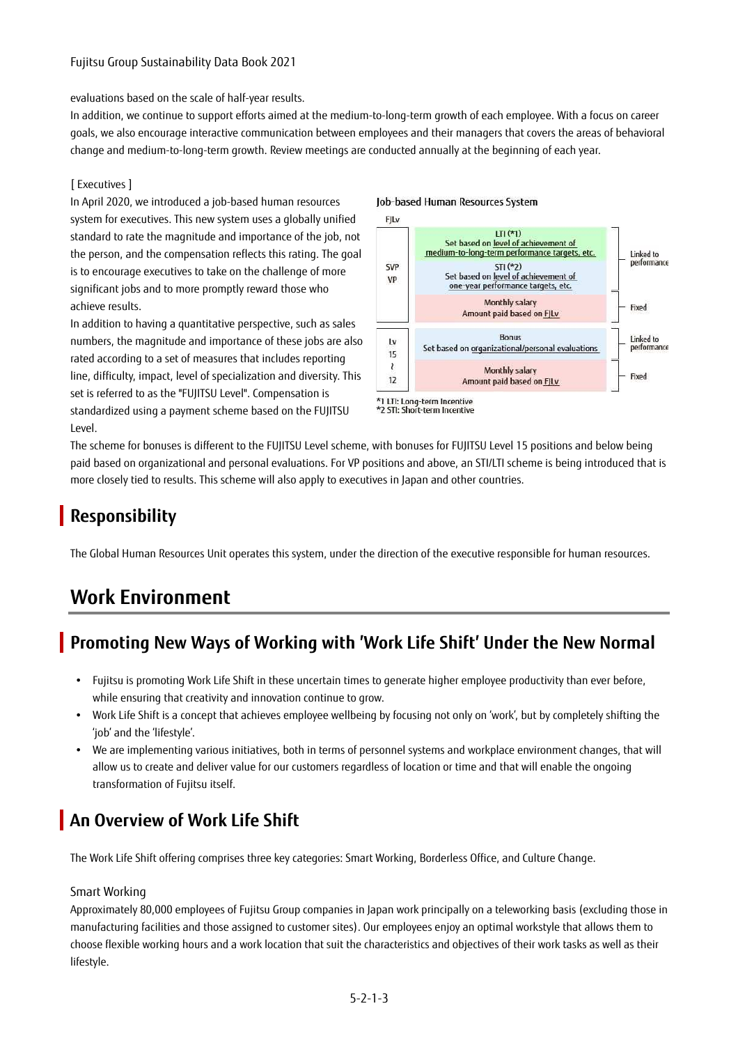evaluations based on the scale of half-year results.

In addition, we continue to support efforts aimed at the medium-to-long-term growth of each employee. With a focus on career goals, we also encourage interactive communication between employees and their managers that covers the areas of behavioral change and medium-to-long-term growth. Review meetings are conducted annually at the beginning of each year.

[ Executives ]

In April 2020, we introduced a job-based human resources system for executives. This new system uses a globally unified standard to rate the magnitude and importance of the job, not the person, and the compensation reflects this rating. The goal is to encourage executives to take on the challenge of more significant jobs and to more promptly reward those who achieve results.

In addition to having a quantitative perspective, such as sales numbers, the magnitude and importance of these jobs are also rated according to a set of measures that includes reporting line, difficulty, impact, level of specialization and diversity. This set is referred to as the "FUJITSU Level". Compensation is standardized using a payment scheme based on the FUJITSU Level.

**Job-based Human Resources System**

| FJLv | | |
|---|---|---|
| SVP / VP | LTI (*1) Set based on level of achievement of medium-to-long-term performance targets, etc. | Linked to performance |
| | STI (*2) Set based on level of achievement of one-year performance targets, etc. | |
| | Monthly salary Amount paid based on FJLv | Fixed |
| Lv 15 ~ 12 | Bonus Set based on organizational/personal evaluations | Linked to performance |
| | Monthly salary Amount paid based on FJLv | Fixed |

*1 LTI: Long-term Incentive
*2 STI: Short-term Incentive

The scheme for bonuses is different to the FUJITSU Level scheme, with bonuses for FUJITSU Level 15 positions and below being paid based on organizational and personal evaluations. For VP positions and above, an STI/LTI scheme is being introduced that is more closely tied to results. This scheme will also apply to executives in Japan and other countries.

## Responsibility

The Global Human Resources Unit operates this system, under the direction of the executive responsible for human resources.

# Work Environment

## Promoting New Ways of Working with 'Work Life Shift' Under the New Normal

- Fujitsu is promoting Work Life Shift in these uncertain times to generate higher employee productivity than ever before, while ensuring that creativity and innovation continue to grow.
- Work Life Shift is a concept that achieves employee wellbeing by focusing not only on 'work', but by completely shifting the 'job' and the 'lifestyle'.
- We are implementing various initiatives, both in terms of personnel systems and workplace environment changes, that will allow us to create and deliver value for our customers regardless of location or time and that will enable the ongoing transformation of Fujitsu itself.

## An Overview of Work Life Shift

The Work Life Shift offering comprises three key categories: Smart Working, Borderless Office, and Culture Change.

### Smart Working

Approximately 80,000 employees of Fujitsu Group companies in Japan work principally on a teleworking basis (excluding those in manufacturing facilities and those assigned to customer sites). Our employees enjoy an optimal workstyle that allows them to choose flexible working hours and a work location that suit the characteristics and objectives of their work tasks as well as their lifestyle.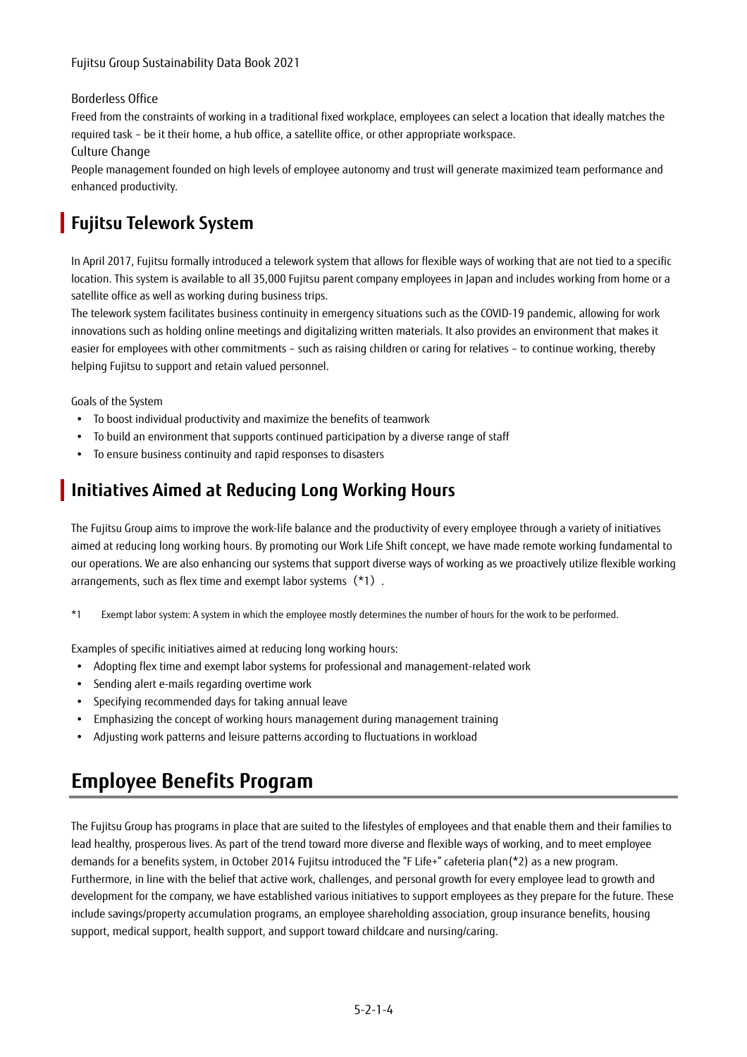Borderless Office

Freed from the constraints of working in a traditional fixed workplace, employees can select a location that ideally matches the required task – be it their home, a hub office, a satellite office, or other appropriate workspace.

Culture Change

People management founded on high levels of employee autonomy and trust will generate maximized team performance and enhanced productivity.

## Fujitsu Telework System

In April 2017, Fujitsu formally introduced a telework system that allows for flexible ways of working that are not tied to a specific location. This system is available to all 35,000 Fujitsu parent company employees in Japan and includes working from home or a satellite office as well as working during business trips.

The telework system facilitates business continuity in emergency situations such as the COVID-19 pandemic, allowing for work innovations such as holding online meetings and digitalizing written materials. It also provides an environment that makes it easier for employees with other commitments – such as raising children or caring for relatives – to continue working, thereby helping Fujitsu to support and retain valued personnel.

Goals of the System

- To boost individual productivity and maximize the benefits of teamwork
- To build an environment that supports continued participation by a diverse range of staff
- To ensure business continuity and rapid responses to disasters

## Initiatives Aimed at Reducing Long Working Hours

The Fujitsu Group aims to improve the work-life balance and the productivity of every employee through a variety of initiatives aimed at reducing long working hours. By promoting our Work Life Shift concept, we have made remote working fundamental to our operations. We are also enhancing our systems that support diverse ways of working as we proactively utilize flexible working arrangements, such as flex time and exempt labor systems（*1）.

*1 Exempt labor system: A system in which the employee mostly determines the number of hours for the work to be performed.

Examples of specific initiatives aimed at reducing long working hours:

- Adopting flex time and exempt labor systems for professional and management-related work
- Sending alert e-mails regarding overtime work
- Specifying recommended days for taking annual leave
- Emphasizing the concept of working hours management during management training
- Adjusting work patterns and leisure patterns according to fluctuations in workload

# Employee Benefits Program

The Fujitsu Group has programs in place that are suited to the lifestyles of employees and that enable them and their families to lead healthy, prosperous lives. As part of the trend toward more diverse and flexible ways of working, and to meet employee demands for a benefits system, in October 2014 Fujitsu introduced the "F Life+" cafeteria plan(*2) as a new program. Furthermore, in line with the belief that active work, challenges, and personal growth for every employee lead to growth and development for the company, we have established various initiatives to support employees as they prepare for the future. These include savings/property accumulation programs, an employee shareholding association, group insurance benefits, housing support, medical support, health support, and support toward childcare and nursing/caring.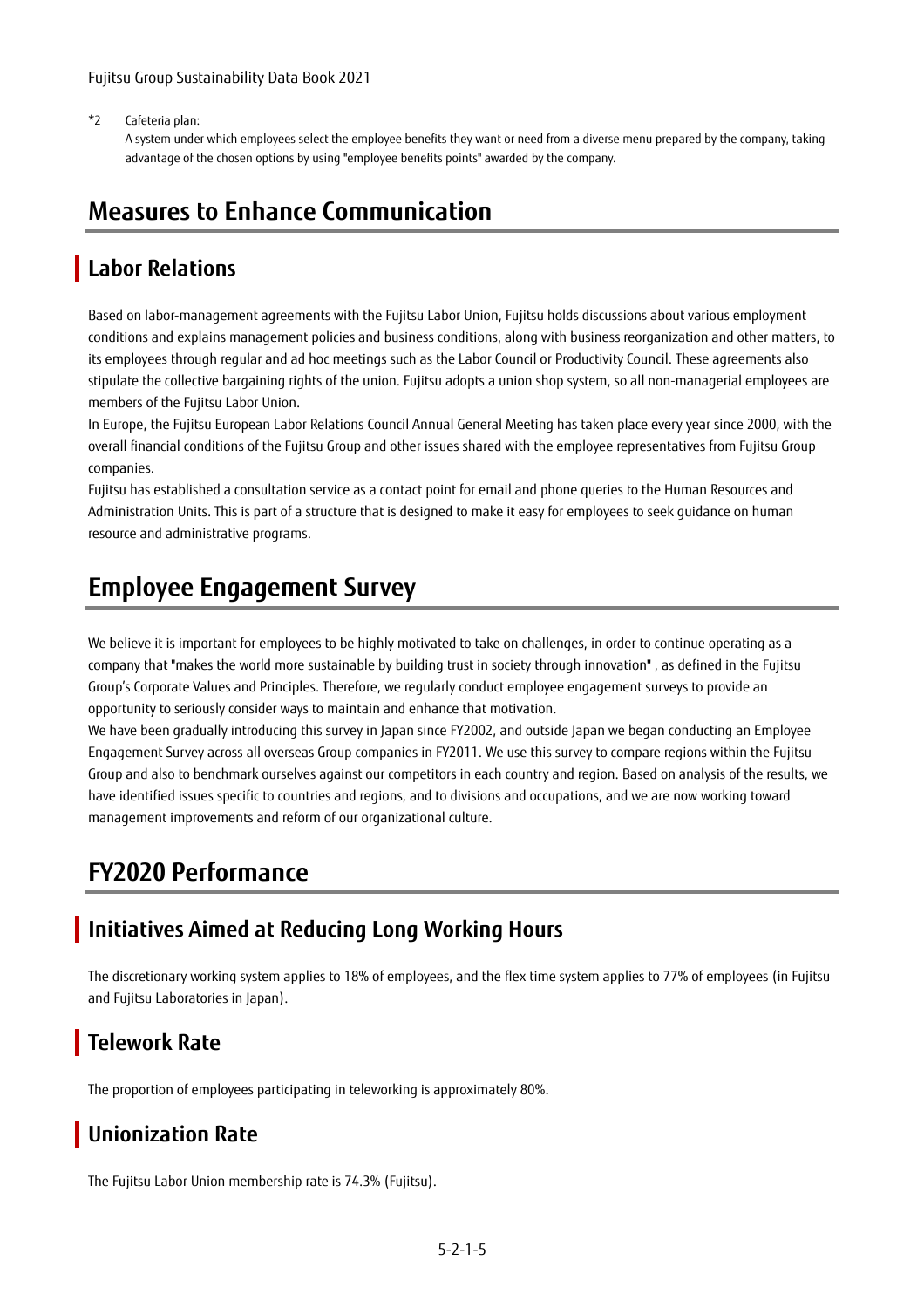*2 Cafeteria plan:
A system under which employees select the employee benefits they want or need from a diverse menu prepared by the company, taking advantage of the chosen options by using "employee benefits points" awarded by the company.

# Measures to Enhance Communication

## Labor Relations

Based on labor-management agreements with the Fujitsu Labor Union, Fujitsu holds discussions about various employment conditions and explains management policies and business conditions, along with business reorganization and other matters, to its employees through regular and ad hoc meetings such as the Labor Council or Productivity Council. These agreements also stipulate the collective bargaining rights of the union. Fujitsu adopts a union shop system, so all non-managerial employees are members of the Fujitsu Labor Union.

In Europe, the Fujitsu European Labor Relations Council Annual General Meeting has taken place every year since 2000, with the overall financial conditions of the Fujitsu Group and other issues shared with the employee representatives from Fujitsu Group companies.

Fujitsu has established a consultation service as a contact point for email and phone queries to the Human Resources and Administration Units. This is part of a structure that is designed to make it easy for employees to seek guidance on human resource and administrative programs.

# Employee Engagement Survey

We believe it is important for employees to be highly motivated to take on challenges, in order to continue operating as a company that "makes the world more sustainable by building trust in society through innovation" , as defined in the Fujitsu Group's Corporate Values and Principles. Therefore, we regularly conduct employee engagement surveys to provide an opportunity to seriously consider ways to maintain and enhance that motivation.

We have been gradually introducing this survey in Japan since FY2002, and outside Japan we began conducting an Employee Engagement Survey across all overseas Group companies in FY2011. We use this survey to compare regions within the Fujitsu Group and also to benchmark ourselves against our competitors in each country and region. Based on analysis of the results, we have identified issues specific to countries and regions, and to divisions and occupations, and we are now working toward management improvements and reform of our organizational culture.

# FY2020 Performance

## Initiatives Aimed at Reducing Long Working Hours

The discretionary working system applies to 18% of employees, and the flex time system applies to 77% of employees (in Fujitsu and Fujitsu Laboratories in Japan).

## Telework Rate

The proportion of employees participating in teleworking is approximately 80%.

## Unionization Rate

The Fujitsu Labor Union membership rate is 74.3% (Fujitsu).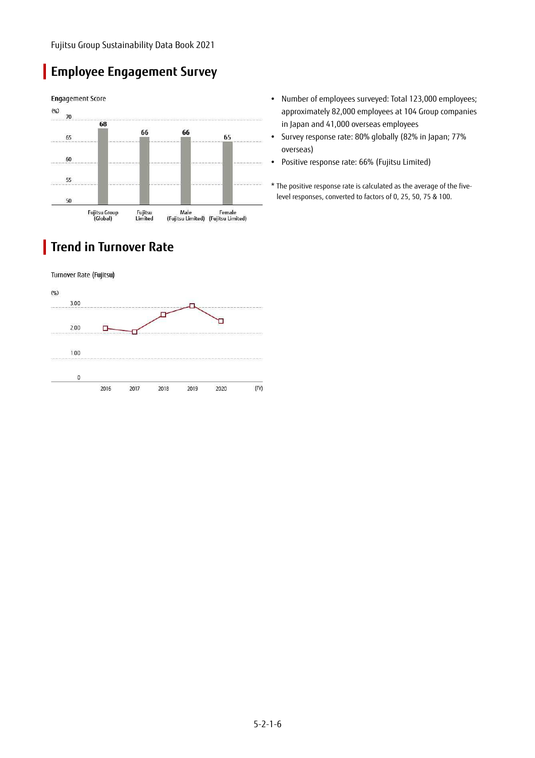## Employee Engagement Survey

Engagement Score

(%)

| | Fujitsu Group (Global) | Fujitsu Limited | Male (Fujitsu Limited) | Female (Fujitsu Limited) |
|---|---|---|---|---|
| Engagement Score | 68 | 66 | 66 | 65 |

- Number of employees surveyed: Total 123,000 employees; approximately 82,000 employees at 104 Group companies in Japan and 41,000 overseas employees
- Survey response rate: 80% globally (82% in Japan; 77% overseas)
- Positive response rate: 66% (Fujitsu Limited)

\* The positive response rate is calculated as the average of the five-level responses, converted to factors of 0, 25, 50, 75 & 100.

## Trend in Turnover Rate

Turnover Rate (Fujitsu)

(%)

Line chart for FY2016–FY2020; y-axis 0 to 3.00. Values are not labeled on the chart.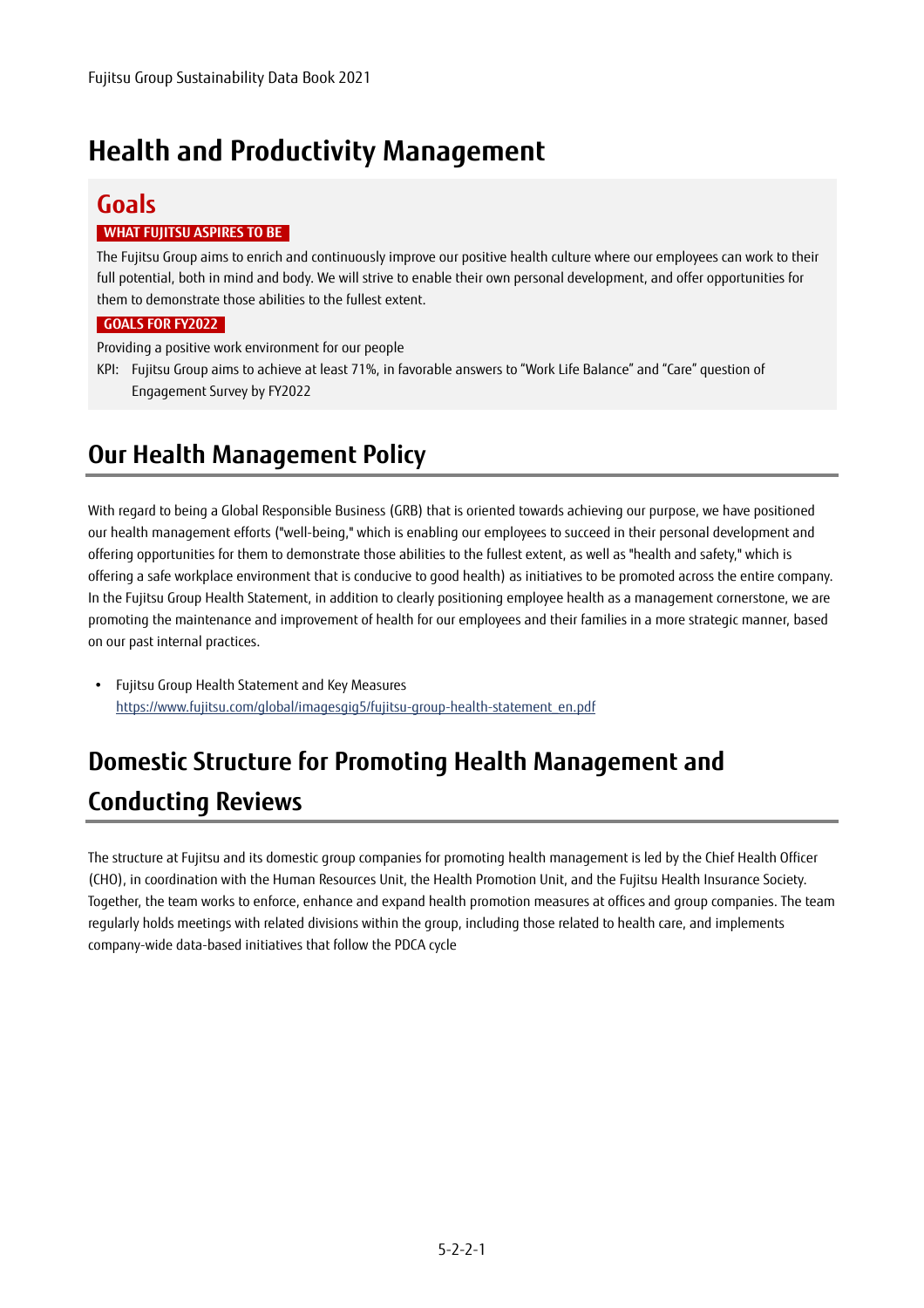# Health and Productivity Management

## Goals

**WHAT FUJITSU ASPIRES TO BE**

The Fujitsu Group aims to enrich and continuously improve our positive health culture where our employees can work to their full potential, both in mind and body. We will strive to enable their own personal development, and offer opportunities for them to demonstrate those abilities to the fullest extent.

**GOALS FOR FY2022**

Providing a positive work environment for our people

KPI: Fujitsu Group aims to achieve at least 71%, in favorable answers to "Work Life Balance" and "Care" question of Engagement Survey by FY2022

## Our Health Management Policy

With regard to being a Global Responsible Business (GRB) that is oriented towards achieving our purpose, we have positioned our health management efforts ("well-being," which is enabling our employees to succeed in their personal development and offering opportunities for them to demonstrate those abilities to the fullest extent, as well as "health and safety," which is offering a safe workplace environment that is conducive to good health) as initiatives to be promoted across the entire company. In the Fujitsu Group Health Statement, in addition to clearly positioning employee health as a management cornerstone, we are promoting the maintenance and improvement of health for our employees and their families in a more strategic manner, based on our past internal practices.

- Fujitsu Group Health Statement and Key Measures
  https://www.fujitsu.com/global/imagesgig5/fujitsu-group-health-statement_en.pdf

## Domestic Structure for Promoting Health Management and Conducting Reviews

The structure at Fujitsu and its domestic group companies for promoting health management is led by the Chief Health Officer (CHO), in coordination with the Human Resources Unit, the Health Promotion Unit, and the Fujitsu Health Insurance Society. Together, the team works to enforce, enhance and expand health promotion measures at offices and group companies. The team regularly holds meetings with related divisions within the group, including those related to health care, and implements company-wide data-based initiatives that follow the PDCA cycle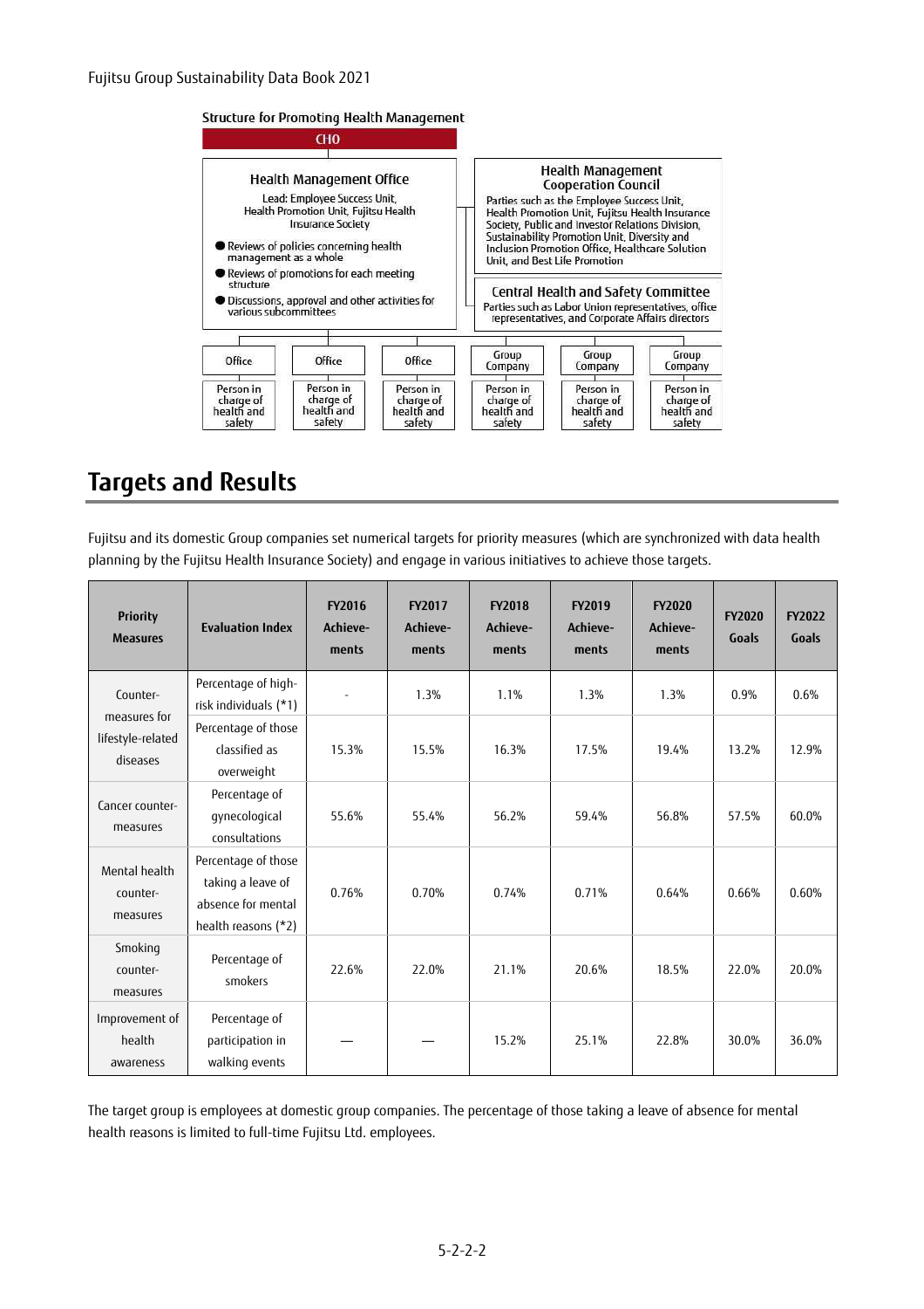**Structure for Promoting Health Management**

CHO

**Health Management Office**

Lead: Employee Success Unit, Health Promotion Unit, Fujitsu Health Insurance Society

- Reviews of policies concerning health management as a whole
- Reviews of promotions for each meeting structure
- Discussions, approval and other activities for various subcommittees

**Health Management Cooperation Council**

Parties such as the Employee Success Unit, Health Promotion Unit, Fujitsu Health Insurance Society, Public and Investor Relations Division, Sustainability Promotion Unit, Diversity and Inclusion Promotion Office, Healthcare Solution Unit, and Best Life Promotion

**Central Health and Safety Committee**

Parties such as Labor Union representatives, office representatives, and Corporate Affairs directors

| Office | Office | Office | Group Company | Group Company | Group Company |
|---|---|---|---|---|---|
| Person in charge of health and safety | Person in charge of health and safety | Person in charge of health and safety | Person in charge of health and safety | Person in charge of health and safety | Person in charge of health and safety |

## Targets and Results

Fujitsu and its domestic Group companies set numerical targets for priority measures (which are synchronized with data health planning by the Fujitsu Health Insurance Society) and engage in various initiatives to achieve those targets.

| Priority Measures | Evaluation Index | FY2016 Achievements | FY2017 Achievements | FY2018 Achievements | FY2019 Achievements | FY2020 Achievements | FY2020 Goals | FY2022 Goals |
|---|---|---|---|---|---|---|---|---|
| Counter-measures for lifestyle-related diseases | Percentage of high-risk individuals (*1) | - | 1.3% | 1.1% | 1.3% | 1.3% | 0.9% | 0.6% |
| | Percentage of those classified as overweight | 15.3% | 15.5% | 16.3% | 17.5% | 19.4% | 13.2% | 12.9% |
| Cancer counter-measures | Percentage of gynecological consultations | 55.6% | 55.4% | 56.2% | 59.4% | 56.8% | 57.5% | 60.0% |
| Mental health counter-measures | Percentage of those taking a leave of absence for mental health reasons (*2) | 0.76% | 0.70% | 0.74% | 0.71% | 0.64% | 0.66% | 0.60% |
| Smoking counter-measures | Percentage of smokers | 22.6% | 22.0% | 21.1% | 20.6% | 18.5% | 22.0% | 20.0% |
| Improvement of health awareness | Percentage of participation in walking events | — | — | 15.2% | 25.1% | 22.8% | 30.0% | 36.0% |

The target group is employees at domestic group companies. The percentage of those taking a leave of absence for mental health reasons is limited to full-time Fujitsu Ltd. employees.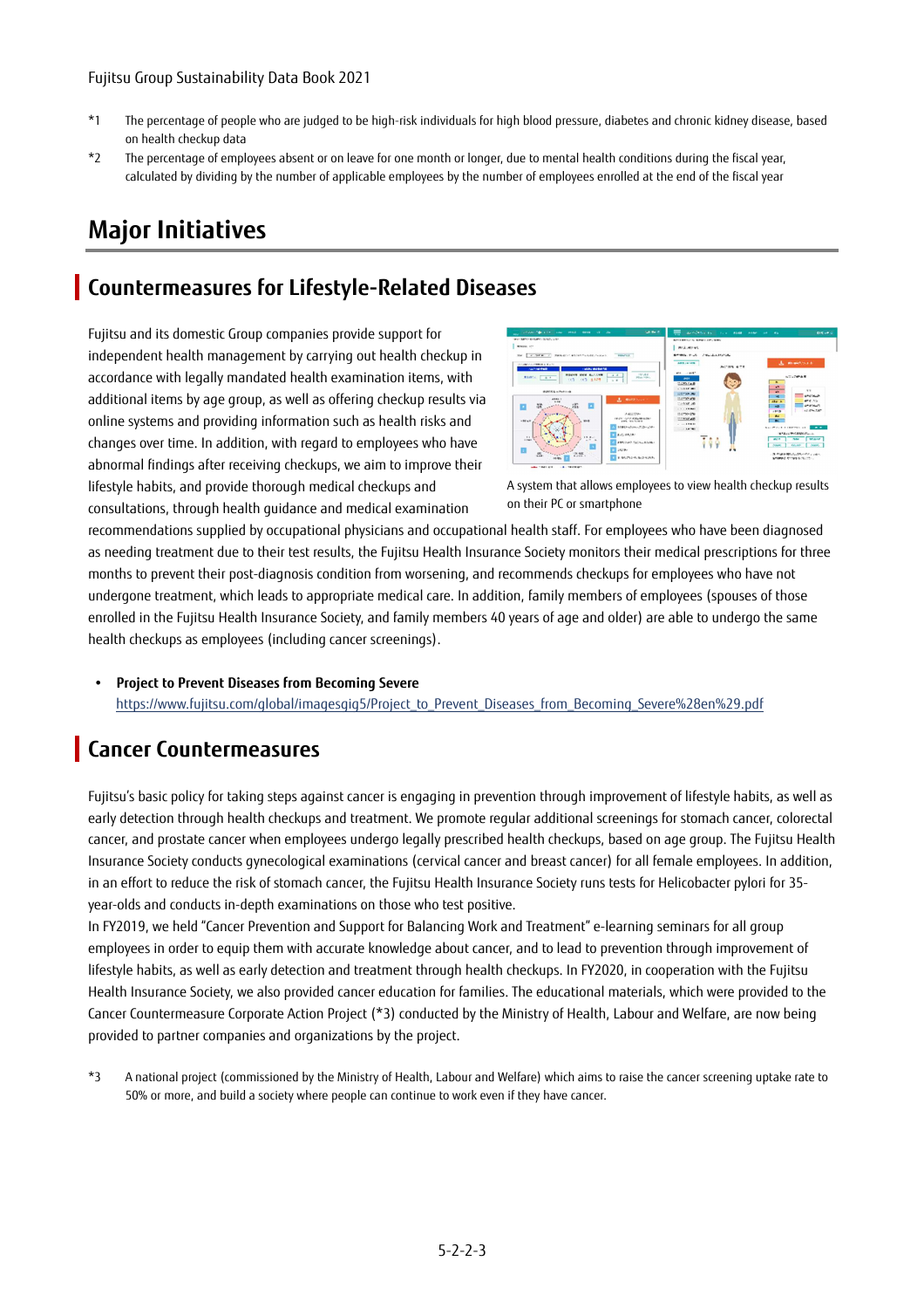*1 The percentage of people who are judged to be high-risk individuals for high blood pressure, diabetes and chronic kidney disease, based on health checkup data

*2 The percentage of employees absent or on leave for one month or longer, due to mental health conditions during the fiscal year, calculated by dividing by the number of applicable employees by the number of employees enrolled at the end of the fiscal year

# Major Initiatives

## Countermeasures for Lifestyle-Related Diseases

Fujitsu and its domestic Group companies provide support for independent health management by carrying out health checkup in accordance with legally mandated health examination items, with additional items by age group, as well as offering checkup results via online systems and providing information such as health risks and changes over time. In addition, with regard to employees who have abnormal findings after receiving checkups, we aim to improve their lifestyle habits, and provide thorough medical checkups and consultations, through health guidance and medical examination recommendations supplied by occupational physicians and occupational health staff. For employees who have been diagnosed as needing treatment due to their test results, the Fujitsu Health Insurance Society monitors their medical prescriptions for three months to prevent their post-diagnosis condition from worsening, and recommends checkups for employees who have not undergone treatment, which leads to appropriate medical care. In addition, family members of employees (spouses of those enrolled in the Fujitsu Health Insurance Society, and family members 40 years of age and older) are able to undergo the same health checkups as employees (including cancer screenings).

A system that allows employees to view health checkup results on their PC or smartphone

- **Project to Prevent Diseases from Becoming Severe**
  https://www.fujitsu.com/global/imagesgig5/Project_to_Prevent_Diseases_from_Becoming_Severe%28en%29.pdf

## Cancer Countermeasures

Fujitsu's basic policy for taking steps against cancer is engaging in prevention through improvement of lifestyle habits, as well as early detection through health checkups and treatment. We promote regular additional screenings for stomach cancer, colorectal cancer, and prostate cancer when employees undergo legally prescribed health checkups, based on age group. The Fujitsu Health Insurance Society conducts gynecological examinations (cervical cancer and breast cancer) for all female employees. In addition, in an effort to reduce the risk of stomach cancer, the Fujitsu Health Insurance Society runs tests for Helicobacter pylori for 35-year-olds and conducts in-depth examinations on those who test positive.

In FY2019, we held "Cancer Prevention and Support for Balancing Work and Treatment" e-learning seminars for all group employees in order to equip them with accurate knowledge about cancer, and to lead to prevention through improvement of lifestyle habits, as well as early detection and treatment through health checkups. In FY2020, in cooperation with the Fujitsu Health Insurance Society, we also provided cancer education for families. The educational materials, which were provided to the Cancer Countermeasure Corporate Action Project (*3) conducted by the Ministry of Health, Labour and Welfare, are now being provided to partner companies and organizations by the project.

*3 A national project (commissioned by the Ministry of Health, Labour and Welfare) which aims to raise the cancer screening uptake rate to 50% or more, and build a society where people can continue to work even if they have cancer.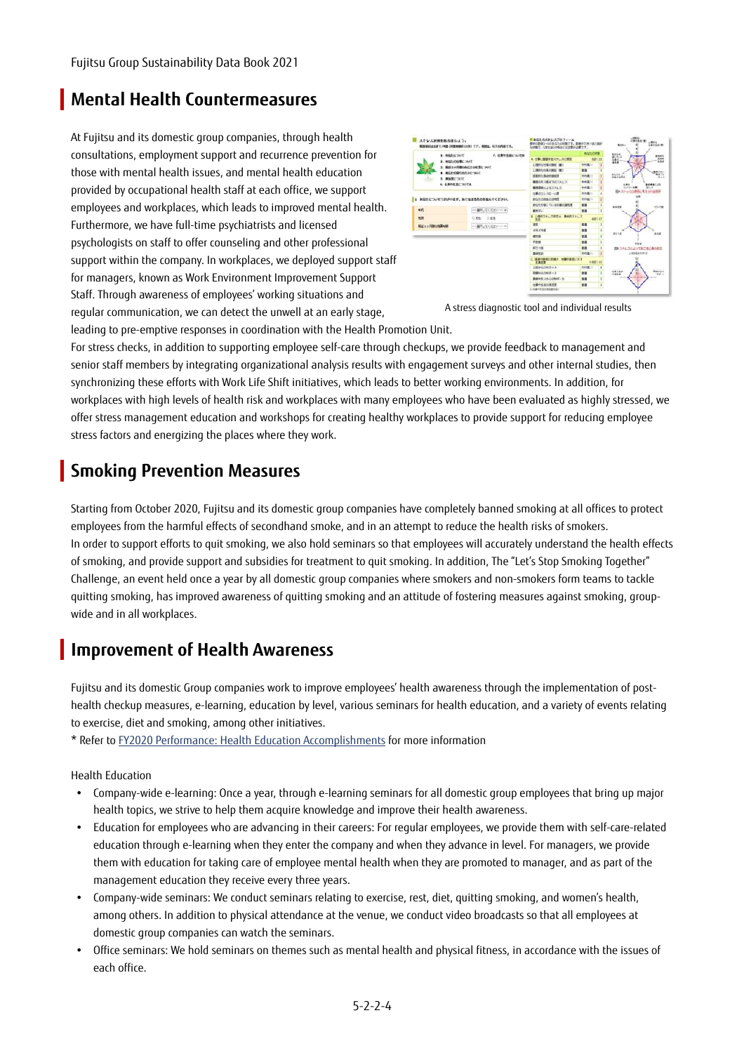## Mental Health Countermeasures

At Fujitsu and its domestic group companies, through health consultations, employment support and recurrence prevention for those with mental health issues, and mental health education provided by occupational health staff at each office, we support employees and workplaces, which leads to improved mental health. Furthermore, we have full-time psychiatrists and licensed psychologists on staff to offer counseling and other professional support within the company. In workplaces, we deployed support staff for managers, known as Work Environment Improvement Support Staff. Through awareness of employees' working situations and regular communication, we can detect the unwell at an early stage, leading to pre-emptive responses in coordination with the Health Promotion Unit.

A stress diagnostic tool and individual results

For stress checks, in addition to supporting employee self-care through checkups, we provide feedback to management and senior staff members by integrating organizational analysis results with engagement surveys and other internal studies, then synchronizing these efforts with Work Life Shift initiatives, which leads to better working environments. In addition, for workplaces with high levels of health risk and workplaces with many employees who have been evaluated as highly stressed, we offer stress management education and workshops for creating healthy workplaces to provide support for reducing employee stress factors and energizing the places where they work.

## Smoking Prevention Measures

Starting from October 2020, Fujitsu and its domestic group companies have completely banned smoking at all offices to protect employees from the harmful effects of secondhand smoke, and in an attempt to reduce the health risks of smokers.
In order to support efforts to quit smoking, we also hold seminars so that employees will accurately understand the health effects of smoking, and provide support and subsidies for treatment to quit smoking. In addition, The "Let's Stop Smoking Together" Challenge, an event held once a year by all domestic group companies where smokers and non-smokers form teams to tackle quitting smoking, has improved awareness of quitting smoking and an attitude of fostering measures against smoking, group-wide and in all workplaces.

## Improvement of Health Awareness

Fujitsu and its domestic Group companies work to improve employees' health awareness through the implementation of post-health checkup measures, e-learning, education by level, various seminars for health education, and a variety of events relating to exercise, diet and smoking, among other initiatives.
* Refer to FY2020 Performance: Health Education Accomplishments for more information

Health Education

- Company-wide e-learning: Once a year, through e-learning seminars for all domestic group employees that bring up major health topics, we strive to help them acquire knowledge and improve their health awareness.
- Education for employees who are advancing in their careers: For regular employees, we provide them with self-care-related education through e-learning when they enter the company and when they advance in level. For managers, we provide them with education for taking care of employee mental health when they are promoted to manager, and as part of the management education they receive every three years.
- Company-wide seminars: We conduct seminars relating to exercise, rest, diet, quitting smoking, and women's health, among others. In addition to physical attendance at the venue, we conduct video broadcasts so that all employees at domestic group companies can watch the seminars.
- Office seminars: We hold seminars on themes such as mental health and physical fitness, in accordance with the issues of each office.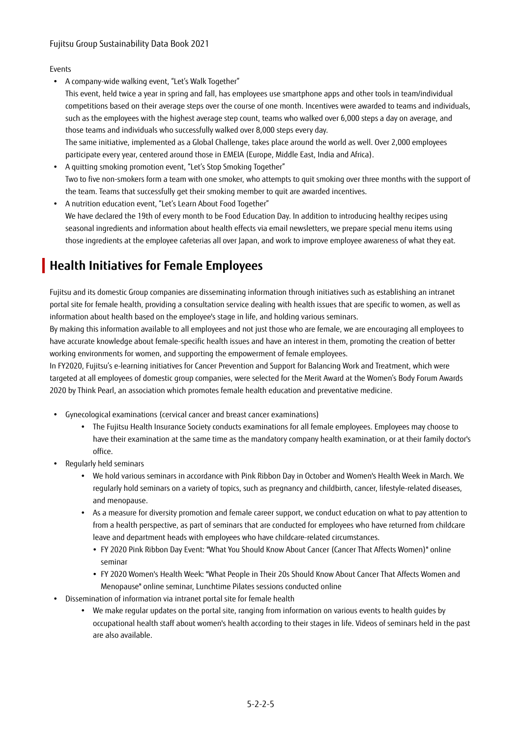Events

- A company-wide walking event, “Let's Walk Together”
  This event, held twice a year in spring and fall, has employees use smartphone apps and other tools in team/individual competitions based on their average steps over the course of one month. Incentives were awarded to teams and individuals, such as the employees with the highest average step count, teams who walked over 6,000 steps a day on average, and those teams and individuals who successfully walked over 8,000 steps every day.
  The same initiative, implemented as a Global Challenge, takes place around the world as well. Over 2,000 employees participate every year, centered around those in EMEIA (Europe, Middle East, India and Africa).
- A quitting smoking promotion event, “Let's Stop Smoking Together”
  Two to five non-smokers form a team with one smoker, who attempts to quit smoking over three months with the support of the team. Teams that successfully get their smoking member to quit are awarded incentives.
- A nutrition education event, “Let's Learn About Food Together”
  We have declared the 19th of every month to be Food Education Day. In addition to introducing healthy recipes using seasonal ingredients and information about health effects via email newsletters, we prepare special menu items using those ingredients at the employee cafeterias all over Japan, and work to improve employee awareness of what they eat.

## Health Initiatives for Female Employees

Fujitsu and its domestic Group companies are disseminating information through initiatives such as establishing an intranet portal site for female health, providing a consultation service dealing with health issues that are specific to women, as well as information about health based on the employee's stage in life, and holding various seminars.
By making this information available to all employees and not just those who are female, we are encouraging all employees to have accurate knowledge about female-specific health issues and have an interest in them, promoting the creation of better working environments for women, and supporting the empowerment of female employees.
In FY2020, Fujitsu's e-learning initiatives for Cancer Prevention and Support for Balancing Work and Treatment, which were targeted at all employees of domestic group companies, were selected for the Merit Award at the Women's Body Forum Awards 2020 by Think Pearl, an association which promotes female health education and preventative medicine.

- Gynecological examinations (cervical cancer and breast cancer examinations)
  - The Fujitsu Health Insurance Society conducts examinations for all female employees. Employees may choose to have their examination at the same time as the mandatory company health examination, or at their family doctor's office.
- Regularly held seminars
  - We hold various seminars in accordance with Pink Ribbon Day in October and Women's Health Week in March. We regularly hold seminars on a variety of topics, such as pregnancy and childbirth, cancer, lifestyle-related diseases, and menopause.
  - As a measure for diversity promotion and female career support, we conduct education on what to pay attention to from a health perspective, as part of seminars that are conducted for employees who have returned from childcare leave and department heads with employees who have childcare-related circumstances.
    - FY 2020 Pink Ribbon Day Event: "What You Should Know About Cancer (Cancer That Affects Women)" online seminar
    - FY 2020 Women's Health Week: "What People in Their 20s Should Know About Cancer That Affects Women and Menopause" online seminar, Lunchtime Pilates sessions conducted online
- Dissemination of information via intranet portal site for female health
  - We make regular updates on the portal site, ranging from information on various events to health guides by occupational health staff about women's health according to their stages in life. Videos of seminars held in the past are also available.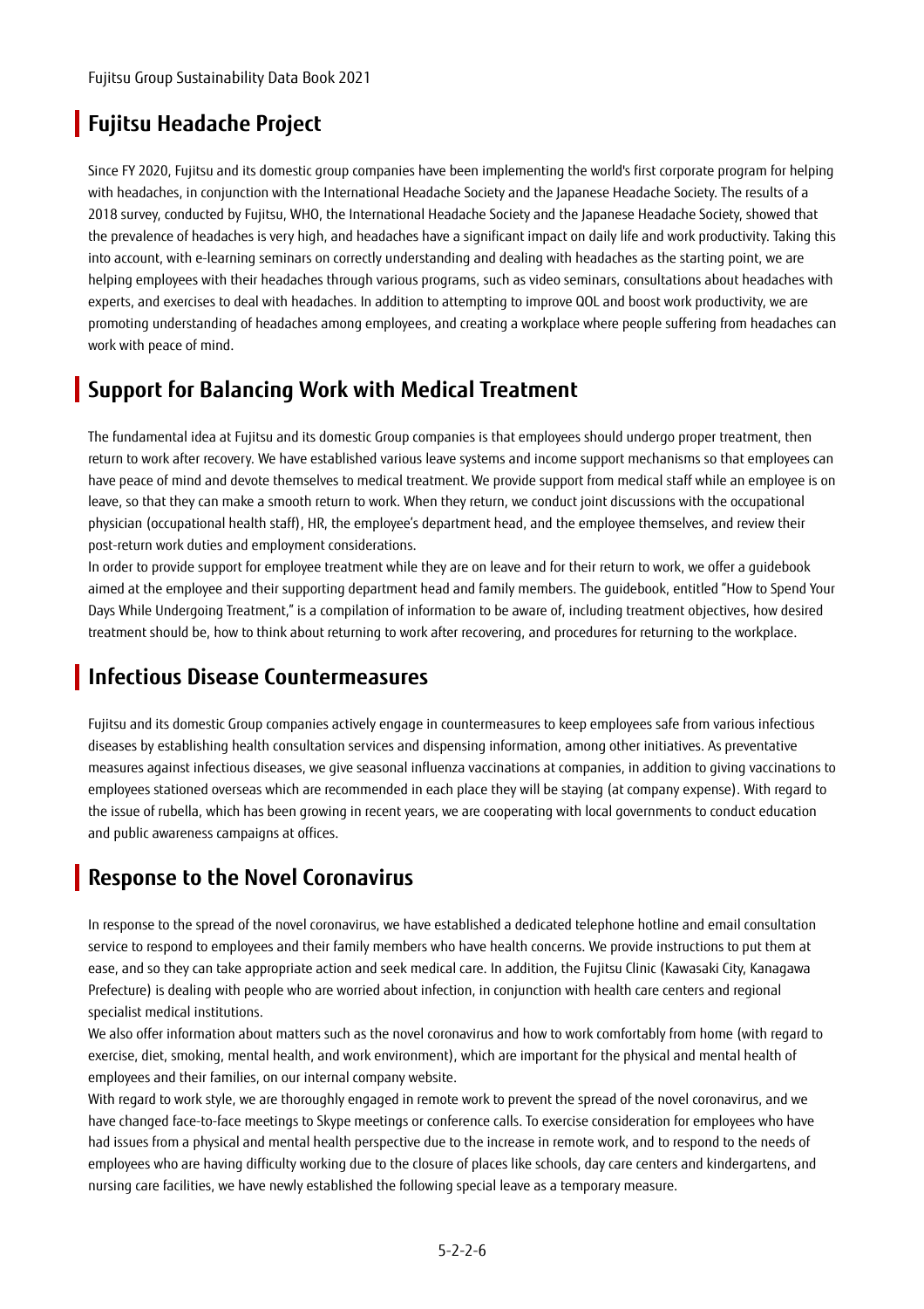## Fujitsu Headache Project

Since FY 2020, Fujitsu and its domestic group companies have been implementing the world's first corporate program for helping with headaches, in conjunction with the International Headache Society and the Japanese Headache Society. The results of a 2018 survey, conducted by Fujitsu, WHO, the International Headache Society and the Japanese Headache Society, showed that the prevalence of headaches is very high, and headaches have a significant impact on daily life and work productivity. Taking this into account, with e-learning seminars on correctly understanding and dealing with headaches as the starting point, we are helping employees with their headaches through various programs, such as video seminars, consultations about headaches with experts, and exercises to deal with headaches. In addition to attempting to improve QOL and boost work productivity, we are promoting understanding of headaches among employees, and creating a workplace where people suffering from headaches can work with peace of mind.

## Support for Balancing Work with Medical Treatment

The fundamental idea at Fujitsu and its domestic Group companies is that employees should undergo proper treatment, then return to work after recovery. We have established various leave systems and income support mechanisms so that employees can have peace of mind and devote themselves to medical treatment. We provide support from medical staff while an employee is on leave, so that they can make a smooth return to work. When they return, we conduct joint discussions with the occupational physician (occupational health staff), HR, the employee's department head, and the employee themselves, and review their post-return work duties and employment considerations.

In order to provide support for employee treatment while they are on leave and for their return to work, we offer a guidebook aimed at the employee and their supporting department head and family members. The guidebook, entitled "How to Spend Your Days While Undergoing Treatment," is a compilation of information to be aware of, including treatment objectives, how desired treatment should be, how to think about returning to work after recovering, and procedures for returning to the workplace.

## Infectious Disease Countermeasures

Fujitsu and its domestic Group companies actively engage in countermeasures to keep employees safe from various infectious diseases by establishing health consultation services and dispensing information, among other initiatives. As preventative measures against infectious diseases, we give seasonal influenza vaccinations at companies, in addition to giving vaccinations to employees stationed overseas which are recommended in each place they will be staying (at company expense). With regard to the issue of rubella, which has been growing in recent years, we are cooperating with local governments to conduct education and public awareness campaigns at offices.

## Response to the Novel Coronavirus

In response to the spread of the novel coronavirus, we have established a dedicated telephone hotline and email consultation service to respond to employees and their family members who have health concerns. We provide instructions to put them at ease, and so they can take appropriate action and seek medical care. In addition, the Fujitsu Clinic (Kawasaki City, Kanagawa Prefecture) is dealing with people who are worried about infection, in conjunction with health care centers and regional specialist medical institutions.

We also offer information about matters such as the novel coronavirus and how to work comfortably from home (with regard to exercise, diet, smoking, mental health, and work environment), which are important for the physical and mental health of employees and their families, on our internal company website.

With regard to work style, we are thoroughly engaged in remote work to prevent the spread of the novel coronavirus, and we have changed face-to-face meetings to Skype meetings or conference calls. To exercise consideration for employees who have had issues from a physical and mental health perspective due to the increase in remote work, and to respond to the needs of employees who are having difficulty working due to the closure of places like schools, day care centers and kindergartens, and nursing care facilities, we have newly established the following special leave as a temporary measure.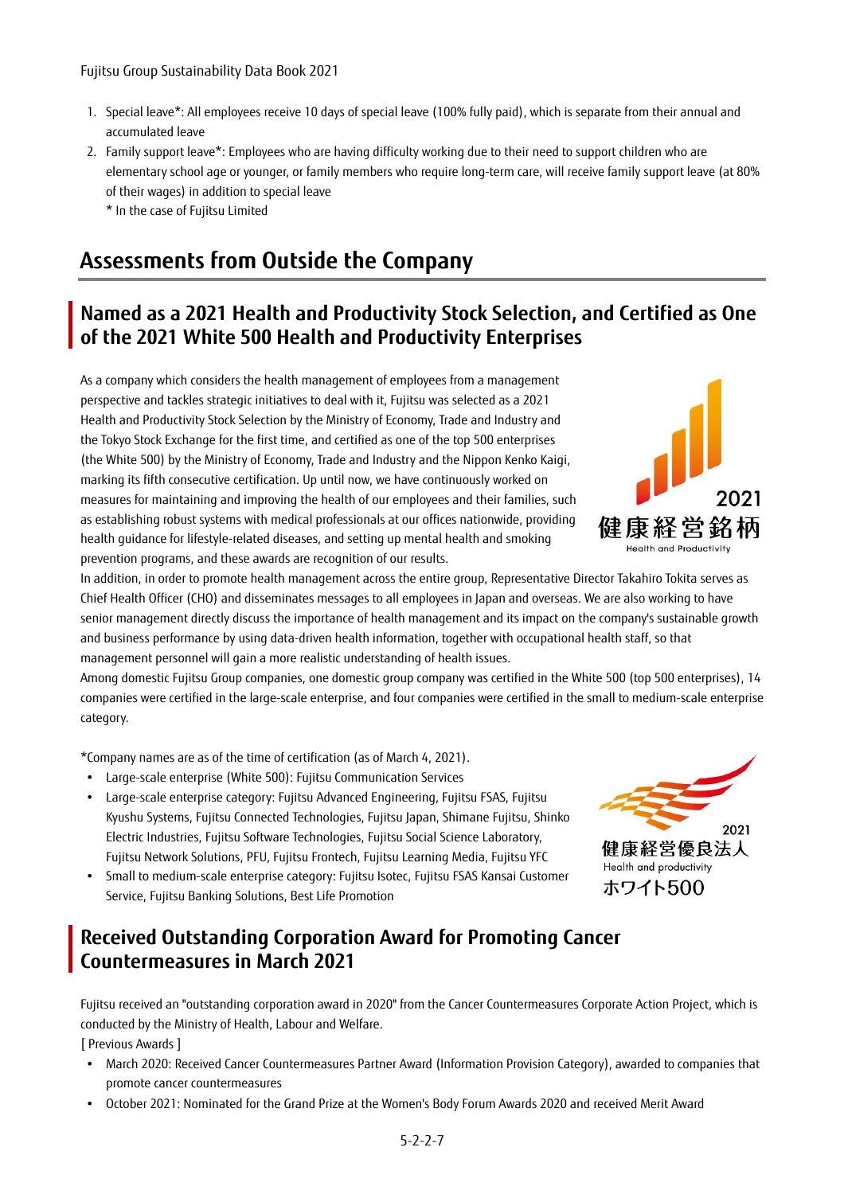1. Special leave*: All employees receive 10 days of special leave (100% fully paid), which is separate from their annual and accumulated leave
2. Family support leave*: Employees who are having difficulty working due to their need to support children who are elementary school age or younger, or family members who require long-term care, will receive family support leave (at 80% of their wages) in addition to special leave
   * In the case of Fujitsu Limited

# Assessments from Outside the Company

## Named as a 2021 Health and Productivity Stock Selection, and Certified as One of the 2021 White 500 Health and Productivity Enterprises

As a company which considers the health management of employees from a management perspective and tackles strategic initiatives to deal with it, Fujitsu was selected as a 2021 Health and Productivity Stock Selection by the Ministry of Economy, Trade and Industry and the Tokyo Stock Exchange for the first time, and certified as one of the top 500 enterprises (the White 500) by the Ministry of Economy, Trade and Industry and the Nippon Kenko Kaigi, marking its fifth consecutive certification. Up until now, we have continuously worked on measures for maintaining and improving the health of our employees and their families, such as establishing robust systems with medical professionals at our offices nationwide, providing health guidance for lifestyle-related diseases, and setting up mental health and smoking prevention programs, and these awards are recognition of our results.

2021
健康経営銘柄
Health and Productivity

In addition, in order to promote health management across the entire group, Representative Director Takahiro Tokita serves as Chief Health Officer (CHO) and disseminates messages to all employees in Japan and overseas. We are also working to have senior management directly discuss the importance of health management and its impact on the company's sustainable growth and business performance by using data-driven health information, together with occupational health staff, so that management personnel will gain a more realistic understanding of health issues.

Among domestic Fujitsu Group companies, one domestic group company was certified in the White 500 (top 500 enterprises), 14 companies were certified in the large-scale enterprise, and four companies were certified in the small to medium-scale enterprise category.

*Company names are as of the time of certification (as of March 4, 2021).

- Large-scale enterprise (White 500): Fujitsu Communication Services
- Large-scale enterprise category: Fujitsu Advanced Engineering, Fujitsu FSAS, Fujitsu Kyushu Systems, Fujitsu Connected Technologies, Fujitsu Japan, Shimane Fujitsu, Shinko Electric Industries, Fujitsu Software Technologies, Fujitsu Social Science Laboratory, Fujitsu Network Solutions, PFU, Fujitsu Frontech, Fujitsu Learning Media, Fujitsu YFC
- Small to medium-scale enterprise category: Fujitsu Isotec, Fujitsu FSAS Kansai Customer Service, Fujitsu Banking Solutions, Best Life Promotion

2021
健康経営優良法人
Health and productivity
ホワイト500

## Received Outstanding Corporation Award for Promoting Cancer Countermeasures in March 2021

Fujitsu received an "outstanding corporation award in 2020" from the Cancer Countermeasures Corporate Action Project, which is conducted by the Ministry of Health, Labour and Welfare.

[ Previous Awards ]

- March 2020: Received Cancer Countermeasures Partner Award (Information Provision Category), awarded to companies that promote cancer countermeasures
- October 2021: Nominated for the Grand Prize at the Women's Body Forum Awards 2020 and received Merit Award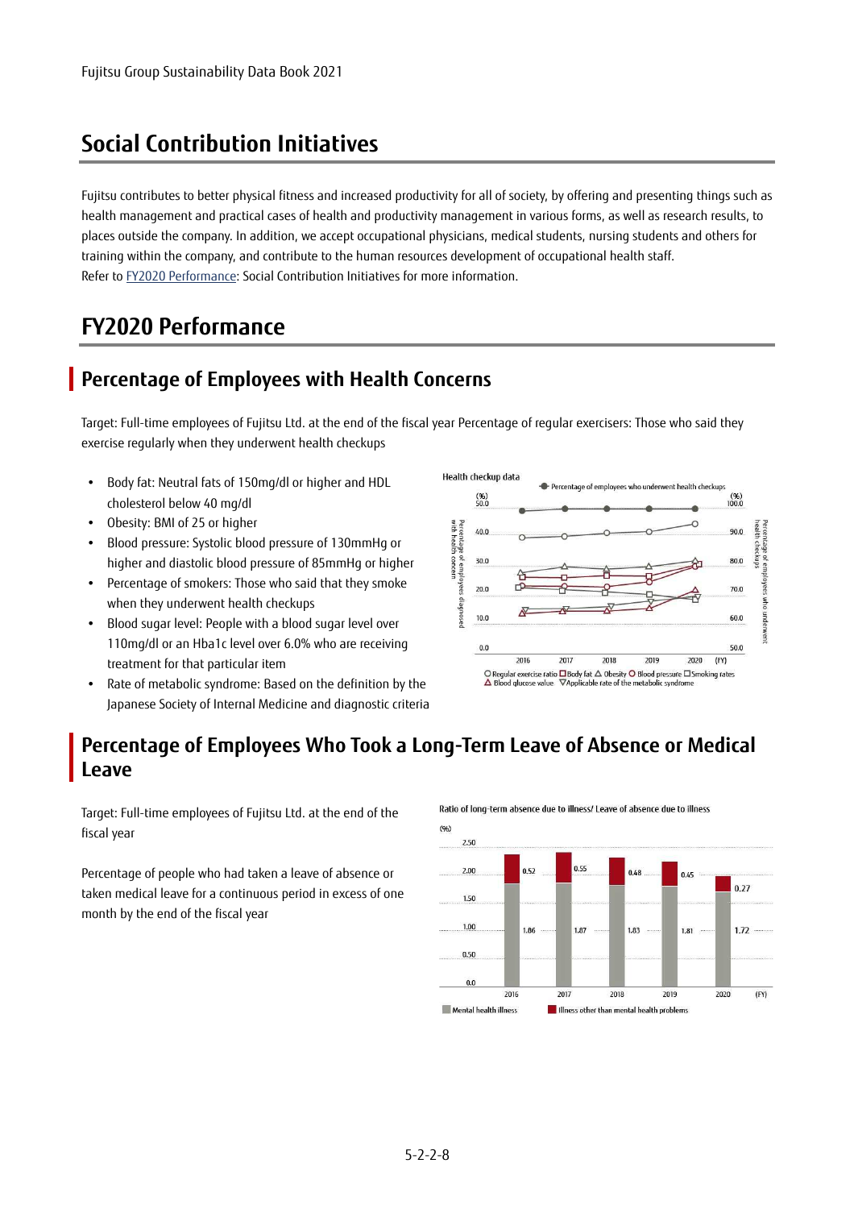## Social Contribution Initiatives

Fujitsu contributes to better physical fitness and increased productivity for all of society, by offering and presenting things such as health management and practical cases of health and productivity management in various forms, as well as research results, to places outside the company. In addition, we accept occupational physicians, medical students, nursing students and others for training within the company, and contribute to the human resources development of occupational health staff.
Refer to FY2020 Performance: Social Contribution Initiatives for more information.

## FY2020 Performance

### Percentage of Employees with Health Concerns

Target: Full-time employees of Fujitsu Ltd. at the end of the fiscal year Percentage of regular exercisers: Those who said they exercise regularly when they underwent health checkups

- Body fat: Neutral fats of 150mg/dl or higher and HDL cholesterol below 40 mg/dl
- Obesity: BMI of 25 or higher
- Blood pressure: Systolic blood pressure of 130mmHg or higher and diastolic blood pressure of 85mmHg or higher
- Percentage of smokers: Those who said that they smoke when they underwent health checkups
- Blood sugar level: People with a blood sugar level over 110mg/dl or an Hba1c level over 6.0% who are receiving treatment for that particular item
- Rate of metabolic syndrome: Based on the definition by the Japanese Society of Internal Medicine and diagnostic criteria

### Percentage of Employees Who Took a Long-Term Leave of Absence or Medical Leave

Target: Full-time employees of Fujitsu Ltd. at the end of the fiscal year

Percentage of people who had taken a leave of absence or taken medical leave for a continuous period in excess of one month by the end of the fiscal year

Ratio of long-term absence due to illness/ Leave of absence due to illness (%)

| FY | Mental health illness | Illness other than mental health problems |
|---|---|---|
| 2016 | 1.86 | 0.52 |
| 2017 | 1.87 | 0.55 |
| 2018 | 1.83 | 0.48 |
| 2019 | 1.81 | 0.45 |
| 2020 | 1.72 | 0.27 |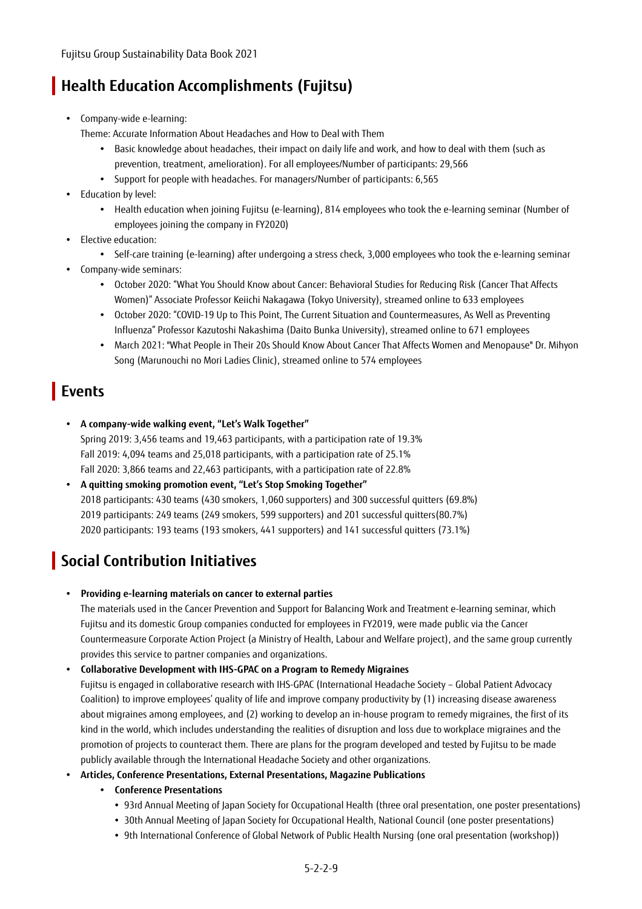## Health Education Accomplishments (Fujitsu)

- Company-wide e-learning:
  Theme: Accurate Information About Headaches and How to Deal with Them
  - Basic knowledge about headaches, their impact on daily life and work, and how to deal with them (such as prevention, treatment, amelioration). For all employees/Number of participants: 29,566
  - Support for people with headaches. For managers/Number of participants: 6,565
- Education by level:
  - Health education when joining Fujitsu (e-learning), 814 employees who took the e-learning seminar (Number of employees joining the company in FY2020)
- Elective education:
  - Self-care training (e-learning) after undergoing a stress check, 3,000 employees who took the e-learning seminar
- Company-wide seminars:
  - October 2020: "What You Should Know about Cancer: Behavioral Studies for Reducing Risk (Cancer That Affects Women)" Associate Professor Keiichi Nakagawa (Tokyo University), streamed online to 633 employees
  - October 2020: "COVID-19 Up to This Point, The Current Situation and Countermeasures, As Well as Preventing Influenza" Professor Kazutoshi Nakashima (Daito Bunka University), streamed online to 671 employees
  - March 2021: "What People in Their 20s Should Know About Cancer That Affects Women and Menopause" Dr. Mihyon Song (Marunouchi no Mori Ladies Clinic), streamed online to 574 employees

## Events

- **A company-wide walking event, "Let's Walk Together"**
  Spring 2019: 3,456 teams and 19,463 participants, with a participation rate of 19.3%
  Fall 2019: 4,094 teams and 25,018 participants, with a participation rate of 25.1%
  Fall 2020: 3,866 teams and 22,463 participants, with a participation rate of 22.8%
- **A quitting smoking promotion event, "Let's Stop Smoking Together"**
  2018 participants: 430 teams (430 smokers, 1,060 supporters) and 300 successful quitters (69.8%)
  2019 participants: 249 teams (249 smokers, 599 supporters) and 201 successful quitters(80.7%)
  2020 participants: 193 teams (193 smokers, 441 supporters) and 141 successful quitters (73.1%)

## Social Contribution Initiatives

- **Providing e-learning materials on cancer to external parties**
  The materials used in the Cancer Prevention and Support for Balancing Work and Treatment e-learning seminar, which Fujitsu and its domestic Group companies conducted for employees in FY2019, were made public via the Cancer Countermeasure Corporate Action Project (a Ministry of Health, Labour and Welfare project), and the same group currently provides this service to partner companies and organizations.
- **Collaborative Development with IHS-GPAC on a Program to Remedy Migraines**
  Fujitsu is engaged in collaborative research with IHS-GPAC (International Headache Society – Global Patient Advocacy Coalition) to improve employees' quality of life and improve company productivity by (1) increasing disease awareness about migraines among employees, and (2) working to develop an in-house program to remedy migraines, the first of its kind in the world, which includes understanding the realities of disruption and loss due to workplace migraines and the promotion of projects to counteract them. There are plans for the program developed and tested by Fujitsu to be made publicly available through the International Headache Society and other organizations.
- **Articles, Conference Presentations, External Presentations, Magazine Publications**
  - **Conference Presentations**
    - 93rd Annual Meeting of Japan Society for Occupational Health (three oral presentation, one poster presentations)
    - 30th Annual Meeting of Japan Society for Occupational Health, National Council (one poster presentations)
    - 9th International Conference of Global Network of Public Health Nursing (one oral presentation (workshop))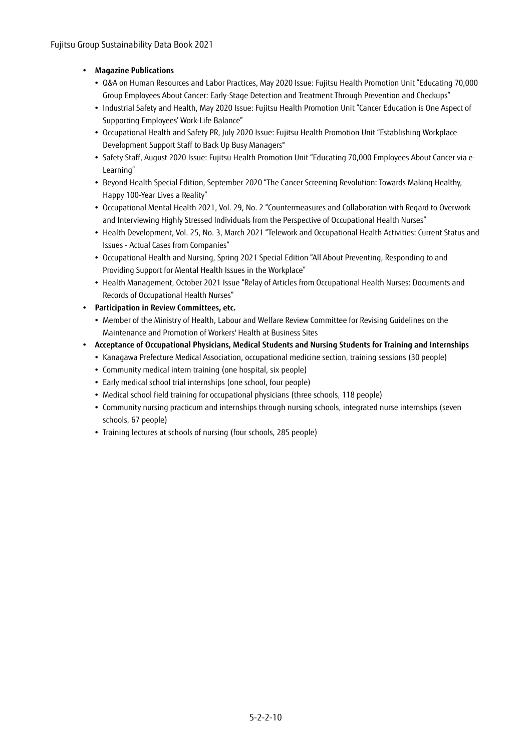- **Magazine Publications**
  - Q&A on Human Resources and Labor Practices, May 2020 Issue: Fujitsu Health Promotion Unit "Educating 70,000 Group Employees About Cancer: Early-Stage Detection and Treatment Through Prevention and Checkups"
  - Industrial Safety and Health, May 2020 Issue: Fujitsu Health Promotion Unit "Cancer Education is One Aspect of Supporting Employees' Work-Life Balance"
  - Occupational Health and Safety PR, July 2020 Issue: Fujitsu Health Promotion Unit "Establishing Workplace Development Support Staff to Back Up Busy Managers"
  - Safety Staff, August 2020 Issue: Fujitsu Health Promotion Unit "Educating 70,000 Employees About Cancer via e-Learning"
  - Beyond Health Special Edition, September 2020 "The Cancer Screening Revolution: Towards Making Healthy, Happy 100-Year Lives a Reality"
  - Occupational Mental Health 2021, Vol. 29, No. 2 "Countermeasures and Collaboration with Regard to Overwork and Interviewing Highly Stressed Individuals from the Perspective of Occupational Health Nurses"
  - Health Development, Vol. 25, No. 3, March 2021 "Telework and Occupational Health Activities: Current Status and Issues - Actual Cases from Companies"
  - Occupational Health and Nursing, Spring 2021 Special Edition "All About Preventing, Responding to and Providing Support for Mental Health Issues in the Workplace"
  - Health Management, October 2021 Issue "Relay of Articles from Occupational Health Nurses: Documents and Records of Occupational Health Nurses"
- **Participation in Review Committees, etc.**
  - Member of the Ministry of Health, Labour and Welfare Review Committee for Revising Guidelines on the Maintenance and Promotion of Workers' Health at Business Sites
- **Acceptance of Occupational Physicians, Medical Students and Nursing Students for Training and Internships**
  - Kanagawa Prefecture Medical Association, occupational medicine section, training sessions (30 people)
  - Community medical intern training (one hospital, six people)
  - Early medical school trial internships (one school, four people)
  - Medical school field training for occupational physicians (three schools, 118 people)
  - Community nursing practicum and internships through nursing schools, integrated nurse internships (seven schools, 67 people)
  - Training lectures at schools of nursing (four schools, 285 people)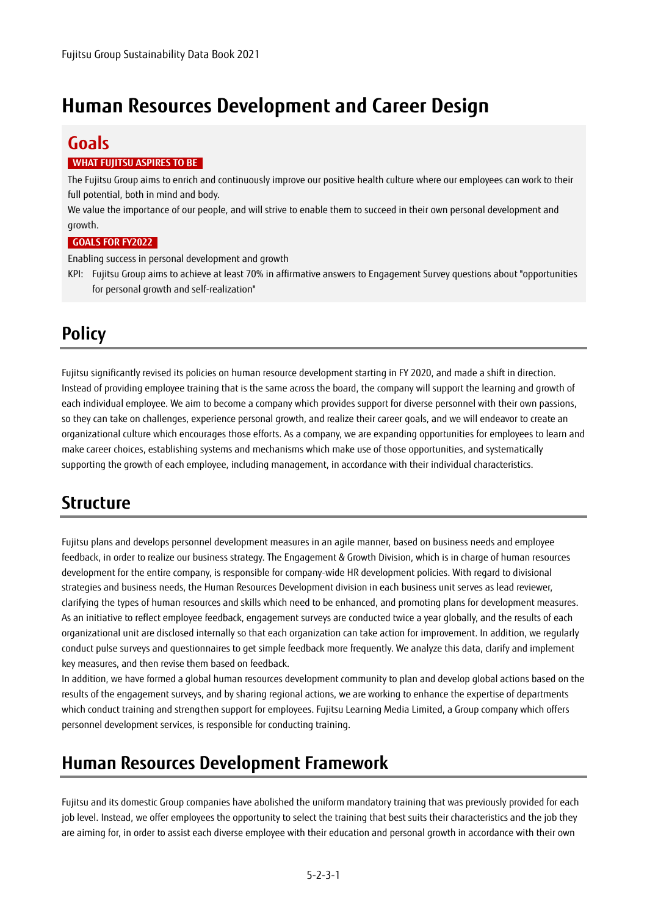# Human Resources Development and Career Design

## Goals

**WHAT FUJITSU ASPIRES TO BE**

The Fujitsu Group aims to enrich and continuously improve our positive health culture where our employees can work to their full potential, both in mind and body.

We value the importance of our people, and will strive to enable them to succeed in their own personal development and growth.

**GOALS FOR FY2022**

Enabling success in personal development and growth

KPI: Fujitsu Group aims to achieve at least 70% in affirmative answers to Engagement Survey questions about "opportunities for personal growth and self-realization"

## Policy

Fujitsu significantly revised its policies on human resource development starting in FY 2020, and made a shift in direction. Instead of providing employee training that is the same across the board, the company will support the learning and growth of each individual employee. We aim to become a company which provides support for diverse personnel with their own passions, so they can take on challenges, experience personal growth, and realize their career goals, and we will endeavor to create an organizational culture which encourages those efforts. As a company, we are expanding opportunities for employees to learn and make career choices, establishing systems and mechanisms which make use of those opportunities, and systematically supporting the growth of each employee, including management, in accordance with their individual characteristics.

## Structure

Fujitsu plans and develops personnel development measures in an agile manner, based on business needs and employee feedback, in order to realize our business strategy. The Engagement & Growth Division, which is in charge of human resources development for the entire company, is responsible for company-wide HR development policies. With regard to divisional strategies and business needs, the Human Resources Development division in each business unit serves as lead reviewer, clarifying the types of human resources and skills which need to be enhanced, and promoting plans for development measures. As an initiative to reflect employee feedback, engagement surveys are conducted twice a year globally, and the results of each organizational unit are disclosed internally so that each organization can take action for improvement. In addition, we regularly conduct pulse surveys and questionnaires to get simple feedback more frequently. We analyze this data, clarify and implement key measures, and then revise them based on feedback.

In addition, we have formed a global human resources development community to plan and develop global actions based on the results of the engagement surveys, and by sharing regional actions, we are working to enhance the expertise of departments which conduct training and strengthen support for employees. Fujitsu Learning Media Limited, a Group company which offers personnel development services, is responsible for conducting training.

## Human Resources Development Framework

Fujitsu and its domestic Group companies have abolished the uniform mandatory training that was previously provided for each job level. Instead, we offer employees the opportunity to select the training that best suits their characteristics and the job they are aiming for, in order to assist each diverse employee with their education and personal growth in accordance with their own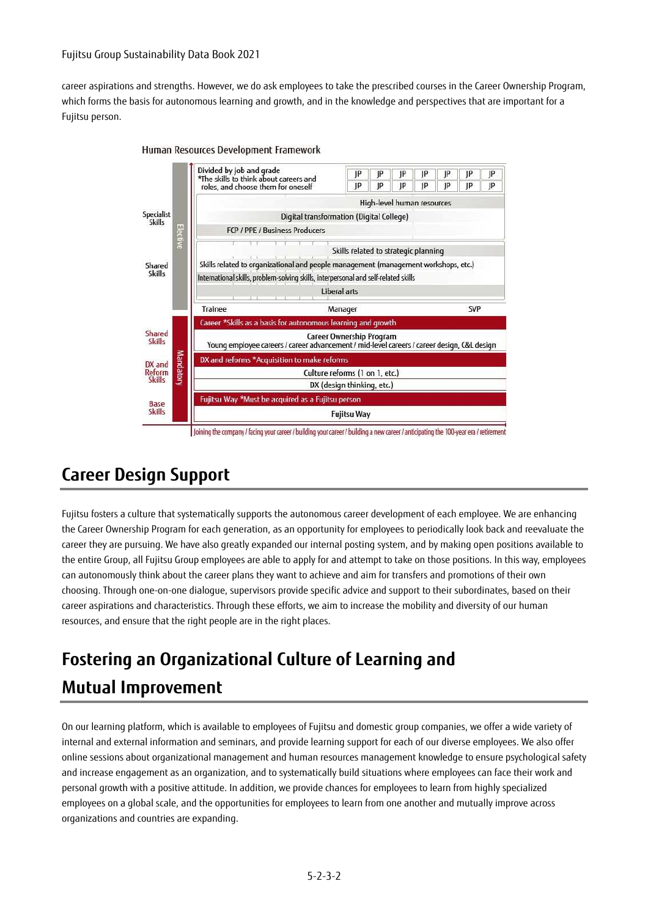career aspirations and strengths. However, we do ask employees to take the prescribed courses in the Career Ownership Program, which forms the basis for autonomous learning and growth, and in the knowledge and perspectives that are important for a Fujitsu person.

Human Resources Development Framework

| | | | |
|---|---|---|---|
| Specialist Skills | Elective | Divided by job and grade *The skills to think about careers and roles, and choose them for oneself | JP JP JP JP JP JP JP / JP JP JP JP JP JP JP |
| | | High-level human resources | |
| | | Digital transformation (Digital College) | |
| | | FCP / PPE / Business Producers | |
| Shared Skills | | Skills related to strategic planning | |
| | | Skills related to organizational and people management (management workshops, etc.) | |
| | | International skills, problem-solving skills, interpersonal and self-related skills | |
| | | Liberal arts | |
| | | Trainee / Manager / SVP | |
| Shared Skills | Mandatory | Career *Skills as a basis for autonomous learning and growth | |
| | | Career Ownership Program Young employee careers / career advancement / mid-level careers / career design, C&L design | |
| DX and Reform Skills | | DX and reforms *Acquisition to make reforms | |
| | | Culture reforms (1 on 1, etc.) | |
| | | DX (design thinking, etc.) | |
| Base Skills | | Fujitsu Way *Must be acquired as a Fujitsu person | |
| | | Fujitsu Way | |
| | | Joining the company / facing your career / building your career / building a new career / anticipating the 100-year era / retirement | |

## Career Design Support

Fujitsu fosters a culture that systematically supports the autonomous career development of each employee. We are enhancing the Career Ownership Program for each generation, as an opportunity for employees to periodically look back and reevaluate the career they are pursuing. We have also greatly expanded our internal posting system, and by making open positions available to the entire Group, all Fujitsu Group employees are able to apply for and attempt to take on those positions. In this way, employees can autonomously think about the career plans they want to achieve and aim for transfers and promotions of their own choosing. Through one-on-one dialogue, supervisors provide specific advice and support to their subordinates, based on their career aspirations and characteristics. Through these efforts, we aim to increase the mobility and diversity of our human resources, and ensure that the right people are in the right places.

## Fostering an Organizational Culture of Learning and Mutual Improvement

On our learning platform, which is available to employees of Fujitsu and domestic group companies, we offer a wide variety of internal and external information and seminars, and provide learning support for each of our diverse employees. We also offer online sessions about organizational management and human resources management knowledge to ensure psychological safety and increase engagement as an organization, and to systematically build situations where employees can face their work and personal growth with a positive attitude. In addition, we provide chances for employees to learn from highly specialized employees on a global scale, and the opportunities for employees to learn from one another and mutually improve across organizations and countries are expanding.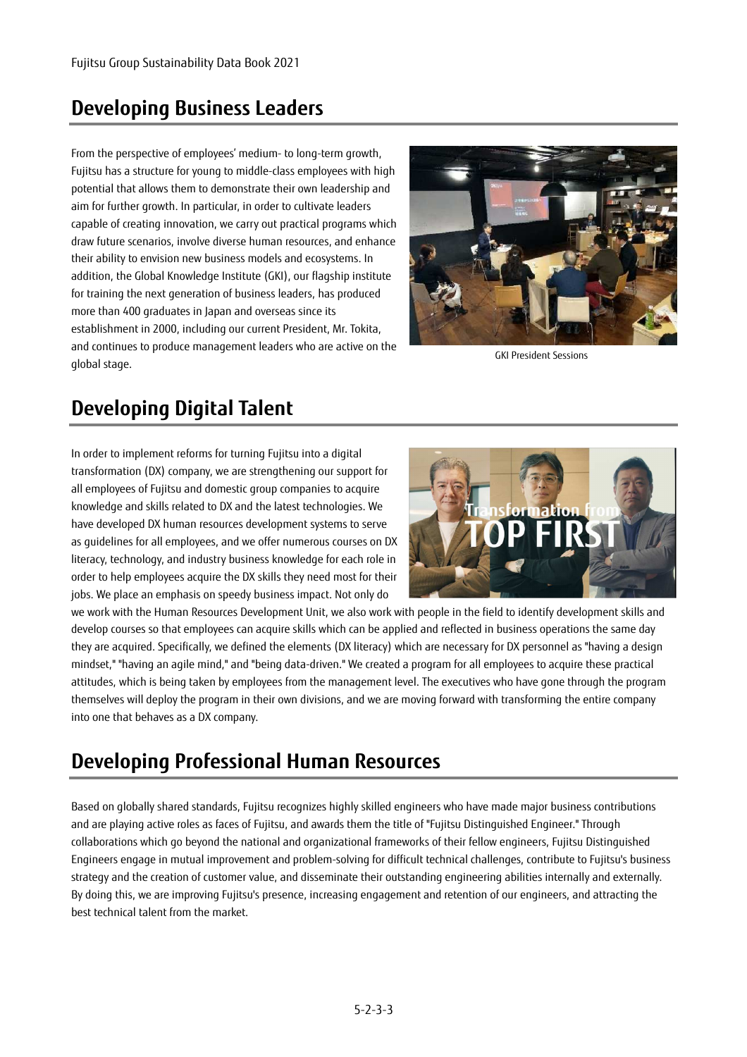## Developing Business Leaders

From the perspective of employees' medium- to long-term growth, Fujitsu has a structure for young to middle-class employees with high potential that allows them to demonstrate their own leadership and aim for further growth. In particular, in order to cultivate leaders capable of creating innovation, we carry out practical programs which draw future scenarios, involve diverse human resources, and enhance their ability to envision new business models and ecosystems. In addition, the Global Knowledge Institute (GKI), our flagship institute for training the next generation of business leaders, has produced more than 400 graduates in Japan and overseas since its establishment in 2000, including our current President, Mr. Tokita, and continues to produce management leaders who are active on the global stage.

GKI President Sessions

## Developing Digital Talent

In order to implement reforms for turning Fujitsu into a digital transformation (DX) company, we are strengthening our support for all employees of Fujitsu and domestic group companies to acquire knowledge and skills related to DX and the latest technologies. We have developed DX human resources development systems to serve as guidelines for all employees, and we offer numerous courses on DX literacy, technology, and industry business knowledge for each role in order to help employees acquire the DX skills they need most for their jobs. We place an emphasis on speedy business impact. Not only do we work with the Human Resources Development Unit, we also work with people in the field to identify development skills and develop courses so that employees can acquire skills which can be applied and reflected in business operations the same day they are acquired. Specifically, we defined the elements (DX literacy) which are necessary for DX personnel as "having a design mindset," "having an agile mind," and "being data-driven." We created a program for all employees to acquire these practical attitudes, which is being taken by employees from the management level. The executives who have gone through the program themselves will deploy the program in their own divisions, and we are moving forward with transforming the entire company into one that behaves as a DX company.

## Developing Professional Human Resources

Based on globally shared standards, Fujitsu recognizes highly skilled engineers who have made major business contributions and are playing active roles as faces of Fujitsu, and awards them the title of "Fujitsu Distinguished Engineer." Through collaborations which go beyond the national and organizational frameworks of their fellow engineers, Fujitsu Distinguished Engineers engage in mutual improvement and problem-solving for difficult technical challenges, contribute to Fujitsu's business strategy and the creation of customer value, and disseminate their outstanding engineering abilities internally and externally. By doing this, we are improving Fujitsu's presence, increasing engagement and retention of our engineers, and attracting the best technical talent from the market.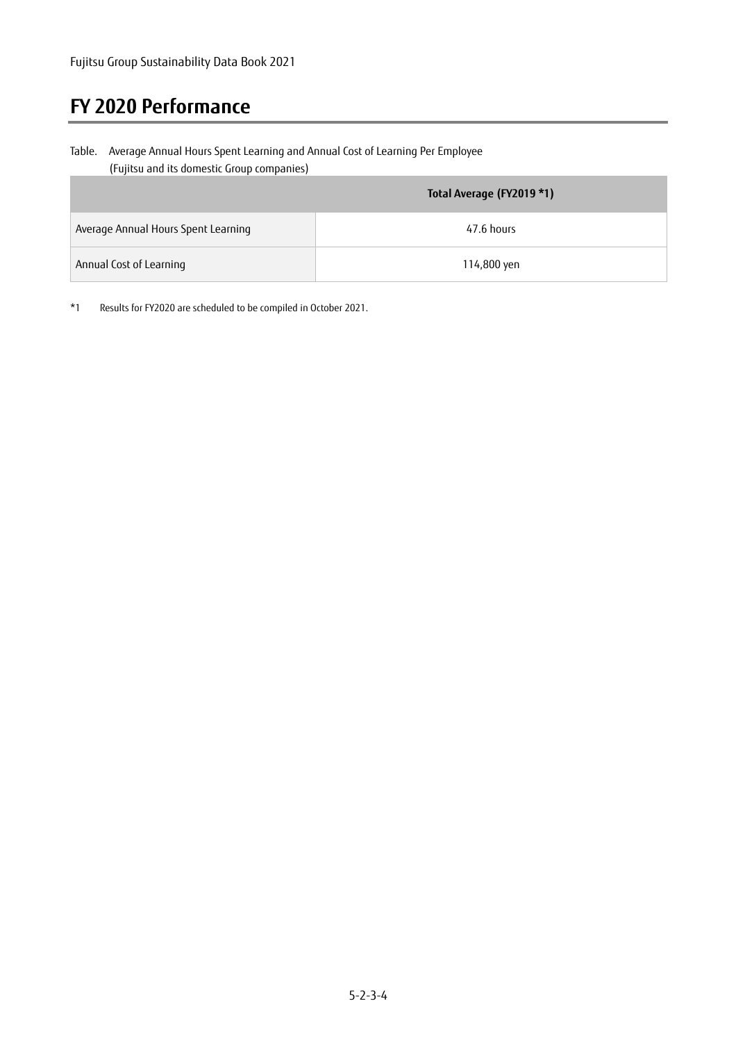# FY 2020 Performance

Table. Average Annual Hours Spent Learning and Annual Cost of Learning Per Employee
(Fujitsu and its domestic Group companies)

| | Total Average (FY2019 *1) |
|---|---|
| Average Annual Hours Spent Learning | 47.6 hours |
| Annual Cost of Learning | 114,800 yen |

*1 Results for FY2020 are scheduled to be compiled in October 2021.